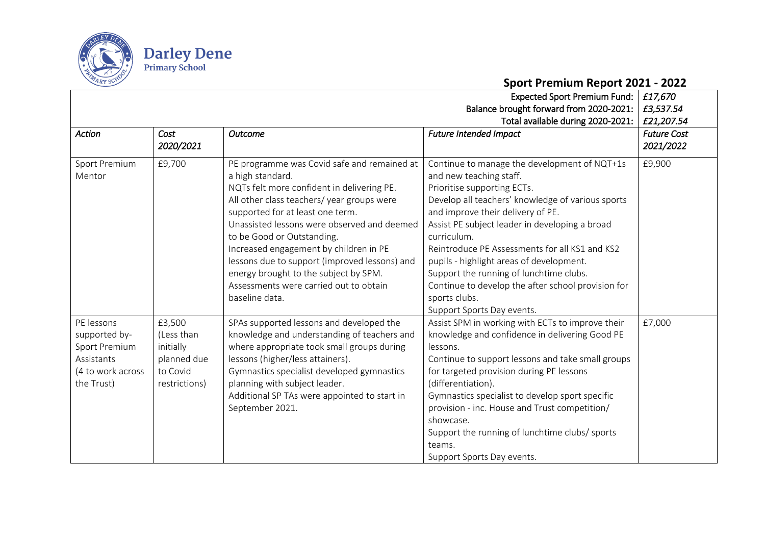Darley Dene
Primary School

# Sport Premium Report 2021 - 2022

| | | | Expected Sport Premium Fund: | *£17,670* |
|---|---|---|---|---|
| | | | Balance brought forward from 2020-2021: | *£3,537.54* |
| | | | Total available during 2020-2021: | *£21,207.54* |
| ***Action*** | ***Cost 2020/2021*** | ***Outcome*** | ***Future Intended Impact*** | ***Future Cost 2021/2022*** |
| Sport Premium Mentor | £9,700 | PE programme was Covid safe and remained at a high standard.<br>NQTs felt more confident in delivering PE.<br>All other class teachers/ year groups were supported for at least one term.<br>Unassisted lessons were observed and deemed to be Good or Outstanding.<br>Increased engagement by children in PE lessons due to support (improved lessons) and energy brought to the subject by SPM.<br>Assessments were carried out to obtain baseline data. | Continue to manage the development of NQT+1s and new teaching staff.<br>Prioritise supporting ECTs.<br>Develop all teachers' knowledge of various sports and improve their delivery of PE.<br>Assist PE subject leader in developing a broad curriculum.<br>Reintroduce PE Assessments for all KS1 and KS2 pupils - highlight areas of development.<br>Support the running of lunchtime clubs.<br>Continue to develop the after school provision for sports clubs.<br>Support Sports Day events. | £9,900 |
| PE lessons supported by- Sport Premium Assistants (4 to work across the Trust) | £3,500 (Less than initially planned due to Covid restrictions) | SPAs supported lessons and developed the knowledge and understanding of teachers and where appropriate took small groups during lessons (higher/less attainers).<br>Gymnastics specialist developed gymnastics planning with subject leader.<br>Additional SP TAs were appointed to start in September 2021. | Assist SPM in working with ECTs to improve their knowledge and confidence in delivering Good PE lessons.<br>Continue to support lessons and take small groups for targeted provision during PE lessons (differentiation).<br>Gymnastics specialist to develop sport specific provision - inc. House and Trust competition/ showcase.<br>Support the running of lunchtime clubs/ sports teams.<br>Support Sports Day events. | £7,000 |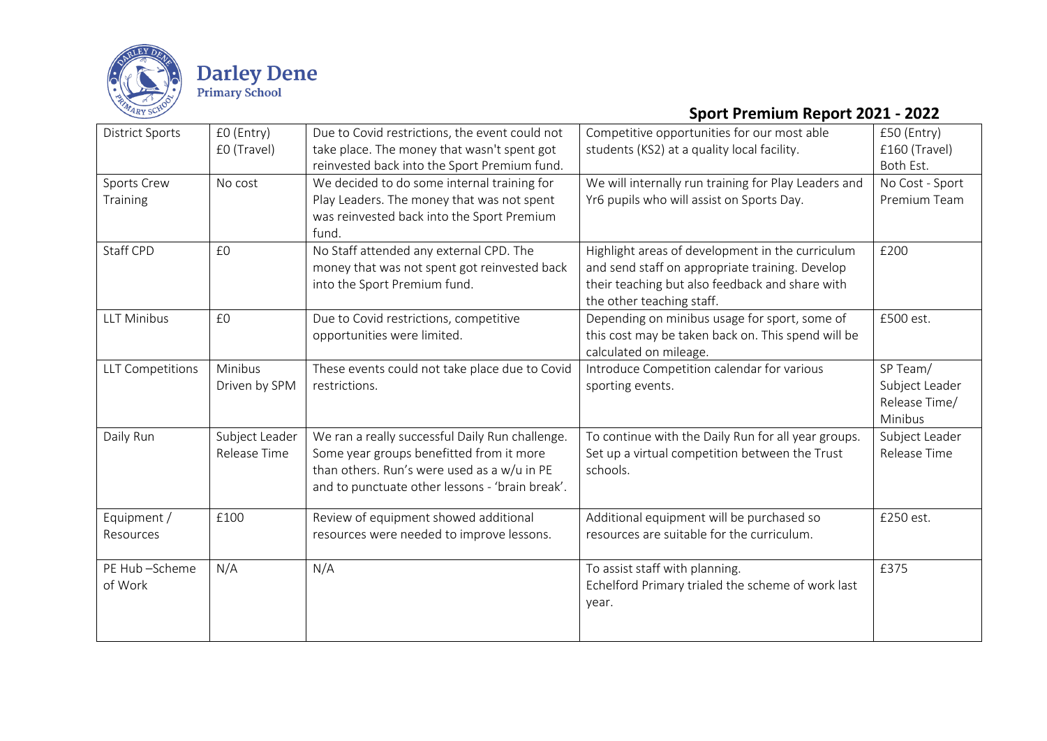Darley Dene Primary School

## Sport Premium Report 2021 - 2022

| District Sports | £0 (Entry)<br>£0 (Travel) | Due to Covid restrictions, the event could not take place. The money that wasn't spent got reinvested back into the Sport Premium fund. | Competitive opportunities for our most able students (KS2) at a quality local facility. | £50 (Entry)<br>£160 (Travel)<br>Both Est. |
|---|---|---|---|---|
| Sports Crew Training | No cost | We decided to do some internal training for Play Leaders. The money that was not spent was reinvested back into the Sport Premium fund. | We will internally run training for Play Leaders and Yr6 pupils who will assist on Sports Day. | No Cost - Sport Premium Team |
| Staff CPD | £0 | No Staff attended any external CPD. The money that was not spent got reinvested back into the Sport Premium fund. | Highlight areas of development in the curriculum and send staff on appropriate training. Develop their teaching but also feedback and share with the other teaching staff. | £200 |
| LLT Minibus | £0 | Due to Covid restrictions, competitive opportunities were limited. | Depending on minibus usage for sport, some of this cost may be taken back on. This spend will be calculated on mileage. | £500 est. |
| LLT Competitions | Minibus Driven by SPM | These events could not take place due to Covid restrictions. | Introduce Competition calendar for various sporting events. | SP Team/ Subject Leader Release Time/ Minibus |
| Daily Run | Subject Leader Release Time | We ran a really successful Daily Run challenge. Some year groups benefitted from it more than others. Run's were used as a w/u in PE and to punctuate other lessons - 'brain break'. | To continue with the Daily Run for all year groups. Set up a virtual competition between the Trust schools. | Subject Leader Release Time |
| Equipment / Resources | £100 | Review of equipment showed additional resources were needed to improve lessons. | Additional equipment will be purchased so resources are suitable for the curriculum. | £250 est. |
| PE Hub –Scheme of Work | N/A | N/A | To assist staff with planning.<br>Echelford Primary trialed the scheme of work last year. | £375 |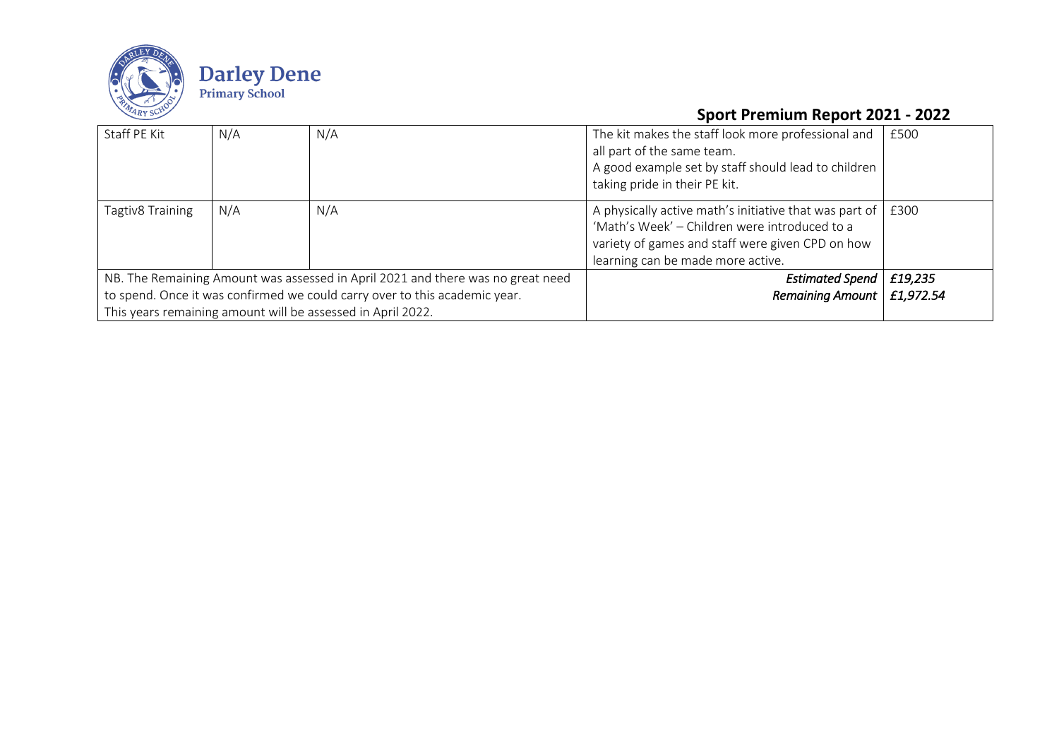Darley Dene
Primary School

## Sport Premium Report 2021 - 2022

| | | | | |
|---|---|---|---|---|
| Staff PE Kit | N/A | N/A | The kit makes the staff look more professional and all part of the same team.<br>A good example set by staff should lead to children taking pride in their PE kit. | £500 |
| Tagtiv8 Training | N/A | N/A | A physically active math's initiative that was part of 'Math's Week' – Children were introduced to a variety of games and staff were given CPD on how learning can be made more active. | £300 |
| NB. The Remaining Amount was assessed in April 2021 and there was no great need to spend. Once it was confirmed we could carry over to this academic year.<br>This years remaining amount will be assessed in April 2022. | | | *Estimated Spend*<br>*Remaining Amount* | *£19,235*<br>*£1,972.54* |